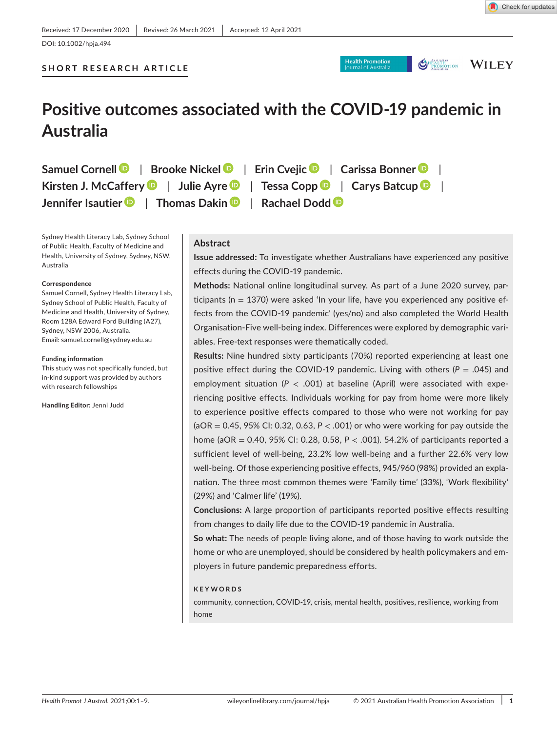Received: 17 December 2020 | Revised: 26 March 2021 | Accepted: 12 April 2021

DOI: 10.1002/hpja.494

SHORT RESEARCH ARTICLE

# Positive outcomes associated with the COVID-19 pandemic in Australia

Samuel Cornell | Brooke Nickel | Erin Cvejic | Carissa Bonner | Kirsten J. McCaffery | Julie Ayre | Tessa Copp | Carys Batcup | Jennifer Isautier | Thomas Dakin | Rachael Dodd

Sydney Health Literacy Lab, Sydney School of Public Health, Faculty of Medicine and Health, University of Sydney, Sydney, NSW, Australia

**Correspondence**
Samuel Cornell, Sydney Health Literacy Lab, Sydney School of Public Health, Faculty of Medicine and Health, University of Sydney, Room 128A Edward Ford Building (A27), Sydney, NSW 2006, Australia.
Email: samuel.cornell@sydney.edu.au

**Funding information**
This study was not specifically funded, but in-kind support was provided by authors with research fellowships

**Handling Editor:** Jenni Judd

## Abstract

**Issue addressed:** To investigate whether Australians have experienced any positive effects during the COVID-19 pandemic.

**Methods:** National online longitudinal survey. As part of a June 2020 survey, participants (n = 1370) were asked 'In your life, have you experienced any positive effects from the COVID-19 pandemic' (yes/no) and also completed the World Health Organisation-Five well-being index. Differences were explored by demographic variables. Free-text responses were thematically coded.

**Results:** Nine hundred sixty participants (70%) reported experiencing at least one positive effect during the COVID-19 pandemic. Living with others ($P = .045$) and employment situation ($P < .001$) at baseline (April) were associated with experiencing positive effects. Individuals working for pay from home were more likely to experience positive effects compared to those who were not working for pay (aOR = 0.45, 95% CI: 0.32, 0.63, $P < .001$) or who were working for pay outside the home (aOR = 0.40, 95% CI: 0.28, 0.58, $P < .001$). 54.2% of participants reported a sufficient level of well-being, 23.2% low well-being and a further 22.6% very low well-being. Of those experiencing positive effects, 945/960 (98%) provided an explanation. The three most common themes were 'Family time' (33%), 'Work flexibility' (29%) and 'Calmer life' (19%).

**Conclusions:** A large proportion of participants reported positive effects resulting from changes to daily life due to the COVID-19 pandemic in Australia.

**So what:** The needs of people living alone, and of those having to work outside the home or who are unemployed, should be considered by health policymakers and employers in future pandemic preparedness efforts.

**KEYWORDS**

community, connection, COVID-19, crisis, mental health, positives, resilience, working from home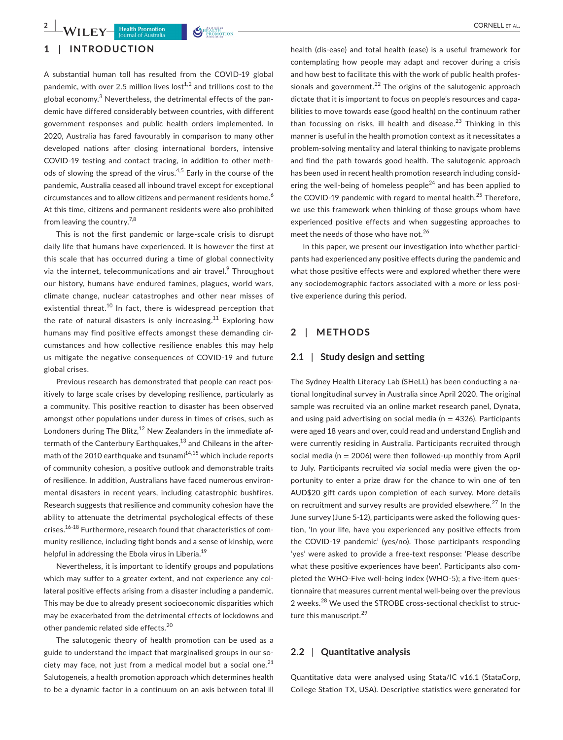## 1 | INTRODUCTION

A substantial human toll has resulted from the COVID-19 global pandemic, with over 2.5 million lives lost[1,2] and trillions cost to the global economy.[3] Nevertheless, the detrimental effects of the pandemic have differed considerably between countries, with different government responses and public health orders implemented. In 2020, Australia has fared favourably in comparison to many other developed nations after closing international borders, intensive COVID-19 testing and contact tracing, in addition to other methods of slowing the spread of the virus.[4,5] Early in the course of the pandemic, Australia ceased all inbound travel except for exceptional circumstances and to allow citizens and permanent residents home.[6] At this time, citizens and permanent residents were also prohibited from leaving the country.[7,8]

This is not the first pandemic or large-scale crisis to disrupt daily life that humans have experienced. It is however the first at this scale that has occurred during a time of global connectivity via the internet, telecommunications and air travel.[9] Throughout our history, humans have endured famines, plagues, world wars, climate change, nuclear catastrophes and other near misses of existential threat.[10] In fact, there is widespread perception that the rate of natural disasters is only increasing.[11] Exploring how humans may find positive effects amongst these demanding circumstances and how collective resilience enables this may help us mitigate the negative consequences of COVID-19 and future global crises.

Previous research has demonstrated that people can react positively to large scale crises by developing resilience, particularly as a community. This positive reaction to disaster has been observed amongst other populations under duress in times of crises, such as Londoners during The Blitz,[12] New Zealanders in the immediate aftermath of the Canterbury Earthquakes,[13] and Chileans in the aftermath of the 2010 earthquake and tsunami[14,15] which include reports of community cohesion, a positive outlook and demonstrable traits of resilience. In addition, Australians have faced numerous environmental disasters in recent years, including catastrophic bushfires. Research suggests that resilience and community cohesion have the ability to attenuate the detrimental psychological effects of these crises.[16-18] Furthermore, research found that characteristics of community resilience, including tight bonds and a sense of kinship, were helpful in addressing the Ebola virus in Liberia.[19]

Nevertheless, it is important to identify groups and populations which may suffer to a greater extent, and not experience any collateral positive effects arising from a disaster including a pandemic. This may be due to already present socioeconomic disparities which may be exacerbated from the detrimental effects of lockdowns and other pandemic related side effects.[20]

The salutogenic theory of health promotion can be used as a guide to understand the impact that marginalised groups in our society may face, not just from a medical model but a social one.[21] Salutogeneis, a health promotion approach which determines health to be a dynamic factor in a continuum on an axis between total ill health (dis-ease) and total health (ease) is a useful framework for contemplating how people may adapt and recover during a crisis and how best to facilitate this with the work of public health professionals and government.[22] The origins of the salutogenic approach dictate that it is important to focus on people's resources and capabilities to move towards ease (good health) on the continuum rather than focussing on risks, ill health and disease.[23] Thinking in this manner is useful in the health promotion context as it necessitates a problem-solving mentality and lateral thinking to navigate problems and find the path towards good health. The salutogenic approach has been used in recent health promotion research including considering the well-being of homeless people[24] and has been applied to the COVID-19 pandemic with regard to mental health.[25] Therefore, we use this framework when thinking of those groups whom have experienced positive effects and when suggesting approaches to meet the needs of those who have not.[26]

In this paper, we present our investigation into whether participants had experienced any positive effects during the pandemic and what those positive effects were and explored whether there were any sociodemographic factors associated with a more or less positive experience during this period.

## 2 | METHODS

### 2.1 | Study design and setting

The Sydney Health Literacy Lab (SHeLL) has been conducting a national longitudinal survey in Australia since April 2020. The original sample was recruited via an online market research panel, Dynata, and using paid advertising on social media (n = 4326). Participants were aged 18 years and over, could read and understand English and were currently residing in Australia. Participants recruited through social media (n = 2006) were then followed-up monthly from April to July. Participants recruited via social media were given the opportunity to enter a prize draw for the chance to win one of ten AUD$20 gift cards upon completion of each survey. More details on recruitment and survey results are provided elsewhere.[27] In the June survey (June 5-12), participants were asked the following question, 'In your life, have you experienced any positive effects from the COVID-19 pandemic' (yes/no). Those participants responding 'yes' were asked to provide a free-text response: 'Please describe what these positive experiences have been'. Participants also completed the WHO-Five well-being index (WHO-5); a five-item questionnaire that measures current mental well-being over the previous 2 weeks.[28] We used the STROBE cross-sectional checklist to structure this manuscript.[29]

### 2.2 | Quantitative analysis

Quantitative data were analysed using Stata/IC v16.1 (StataCorp, College Station TX, USA). Descriptive statistics were generated for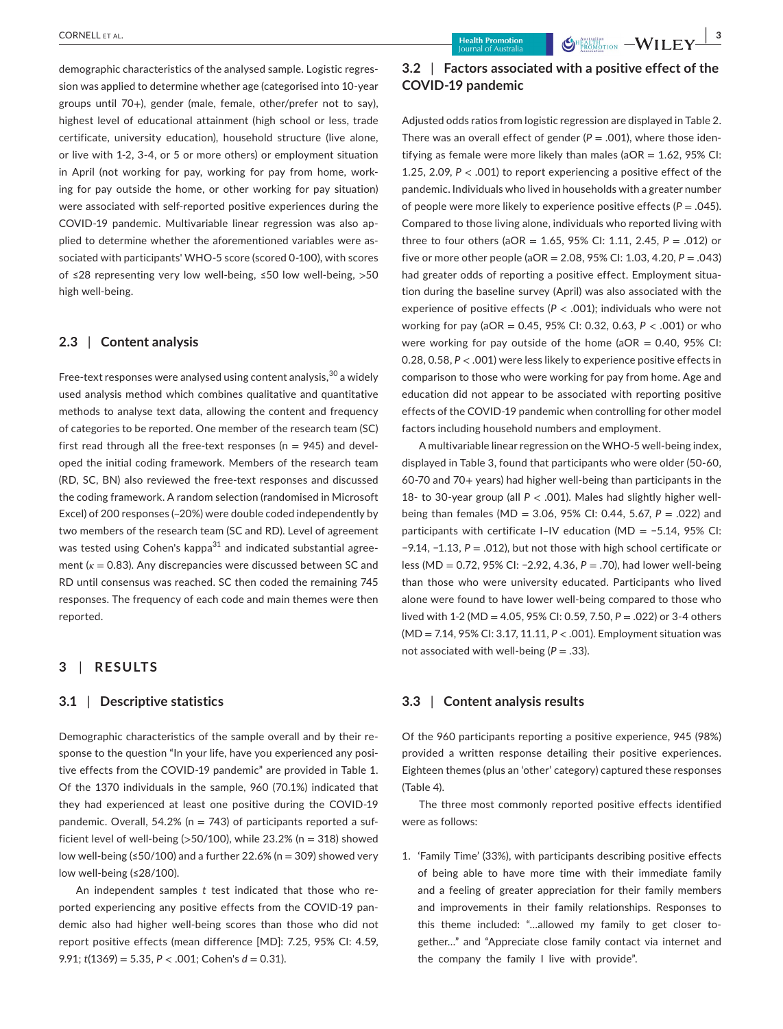demographic characteristics of the analysed sample. Logistic regression was applied to determine whether age (categorised into 10-year groups until 70+), gender (male, female, other/prefer not to say), highest level of educational attainment (high school or less, trade certificate, university education), household structure (live alone, or live with 1-2, 3-4, or 5 or more others) or employment situation in April (not working for pay, working for pay from home, working for pay outside the home, or other working for pay situation) were associated with self-reported positive experiences during the COVID-19 pandemic. Multivariable linear regression was also applied to determine whether the aforementioned variables were associated with participants' WHO-5 score (scored 0-100), with scores of ≤28 representing very low well-being, ≤50 low well-being, >50 high well-being.

### 2.3 | Content analysis

Free-text responses were analysed using content analysis,[30] a widely used analysis method which combines qualitative and quantitative methods to analyse text data, allowing the content and frequency of categories to be reported. One member of the research team (SC) first read through all the free-text responses (n = 945) and developed the initial coding framework. Members of the research team (RD, SC, BN) also reviewed the free-text responses and discussed the coding framework. A random selection (randomised in Microsoft Excel) of 200 responses (~20%) were double coded independently by two members of the research team (SC and RD). Level of agreement was tested using Cohen's kappa[31] and indicated substantial agreement ($\kappa$ = 0.83). Any discrepancies were discussed between SC and RD until consensus was reached. SC then coded the remaining 745 responses. The frequency of each code and main themes were then reported.

## 3 | RESULTS

### 3.1 | Descriptive statistics

Demographic characteristics of the sample overall and by their response to the question "In your life, have you experienced any positive effects from the COVID-19 pandemic" are provided in Table 1. Of the 1370 individuals in the sample, 960 (70.1%) indicated that they had experienced at least one positive during the COVID-19 pandemic. Overall, 54.2% (n = 743) of participants reported a sufficient level of well-being (>50/100), while 23.2% (n = 318) showed low well-being (≤50/100) and a further 22.6% (n = 309) showed very low well-being (≤28/100).

An independent samples *t* test indicated that those who reported experiencing any positive effects from the COVID-19 pandemic also had higher well-being scores than those who did not report positive effects (mean difference [MD]: 7.25, 95% CI: 4.59, 9.91; $t(1369) = 5.35$, $P < .001$; Cohen's $d = 0.31$).

### 3.2 | Factors associated with a positive effect of the COVID-19 pandemic

Adjusted odds ratios from logistic regression are displayed in Table 2. There was an overall effect of gender ($P = .001$), where those identifying as female were more likely than males (aOR = 1.62, 95% CI: 1.25, 2.09, $P < .001$) to report experiencing a positive effect of the pandemic. Individuals who lived in households with a greater number of people were more likely to experience positive effects ($P = .045$). Compared to those living alone, individuals who reported living with three to four others (aOR = 1.65, 95% CI: 1.11, 2.45, $P = .012$) or five or more other people (aOR = 2.08, 95% CI: 1.03, 4.20, $P = .043$) had greater odds of reporting a positive effect. Employment situation during the baseline survey (April) was also associated with the experience of positive effects ($P < .001$); individuals who were not working for pay (aOR = 0.45, 95% CI: 0.32, 0.63, $P < .001$) or who were working for pay outside of the home (aOR = 0.40, 95% CI: 0.28, 0.58, $P < .001$) were less likely to experience positive effects in comparison to those who were working for pay from home. Age and education did not appear to be associated with reporting positive effects of the COVID-19 pandemic when controlling for other model factors including household numbers and employment.

A multivariable linear regression on the WHO-5 well-being index, displayed in Table 3, found that participants who were older (50-60, 60-70 and 70+ years) had higher well-being than participants in the 18- to 30-year group (all $P < .001$). Males had slightly higher well-being than females (MD = 3.06, 95% CI: 0.44, 5.67, $P = .022$) and participants with certificate I–IV education (MD = −5.14, 95% CI: −9.14, −1.13, $P = .012$), but not those with high school certificate or less (MD = 0.72, 95% CI: −2.92, 4.36, $P = .70$), had lower well-being than those who were university educated. Participants who lived alone were found to have lower well-being compared to those who lived with 1-2 (MD = 4.05, 95% CI: 0.59, 7.50, $P = .022$) or 3-4 others (MD = 7.14, 95% CI: 3.17, 11.11, $P < .001$). Employment situation was not associated with well-being ($P = .33$).

### 3.3 | Content analysis results

Of the 960 participants reporting a positive experience, 945 (98%) provided a written response detailing their positive experiences. Eighteen themes (plus an 'other' category) captured these responses (Table 4).

The three most commonly reported positive effects identified were as follows:

1. 'Family Time' (33%), with participants describing positive effects of being able to have more time with their immediate family and a feeling of greater appreciation for their family members and improvements in their family relationships. Responses to this theme included: "…allowed my family to get closer together…" and "Appreciate close family contact via internet and the company the family I live with provide".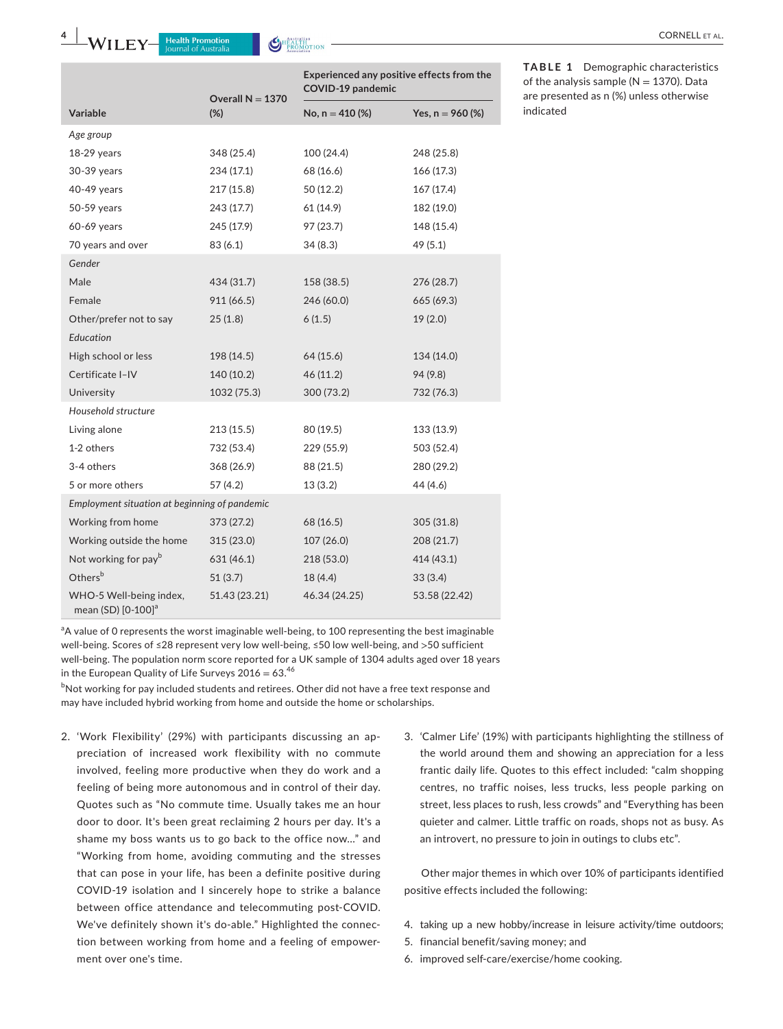**TABLE 1** Demographic characteristics of the analysis sample (N = 1370). Data are presented as n (%) unless otherwise indicated

| Variable | Overall N = 1370 (%) | Experienced any positive effects from the COVID-19 pandemic | |
|---|---|---|---|
| | | No, n = 410 (%) | Yes, n = 960 (%) |
| *Age group* | | | |
| 18-29 years | 348 (25.4) | 100 (24.4) | 248 (25.8) |
| 30-39 years | 234 (17.1) | 68 (16.6) | 166 (17.3) |
| 40-49 years | 217 (15.8) | 50 (12.2) | 167 (17.4) |
| 50-59 years | 243 (17.7) | 61 (14.9) | 182 (19.0) |
| 60-69 years | 245 (17.9) | 97 (23.7) | 148 (15.4) |
| 70 years and over | 83 (6.1) | 34 (8.3) | 49 (5.1) |
| *Gender* | | | |
| Male | 434 (31.7) | 158 (38.5) | 276 (28.7) |
| Female | 911 (66.5) | 246 (60.0) | 665 (69.3) |
| Other/prefer not to say | 25 (1.8) | 6 (1.5) | 19 (2.0) |
| *Education* | | | |
| High school or less | 198 (14.5) | 64 (15.6) | 134 (14.0) |
| Certificate I–IV | 140 (10.2) | 46 (11.2) | 94 (9.8) |
| University | 1032 (75.3) | 300 (73.2) | 732 (76.3) |
| *Household structure* | | | |
| Living alone | 213 (15.5) | 80 (19.5) | 133 (13.9) |
| 1-2 others | 732 (53.4) | 229 (55.9) | 503 (52.4) |
| 3-4 others | 368 (26.9) | 88 (21.5) | 280 (29.2) |
| 5 or more others | 57 (4.2) | 13 (3.2) | 44 (4.6) |
| *Employment situation at beginning of pandemic* | | | |
| Working from home | 373 (27.2) | 68 (16.5) | 305 (31.8) |
| Working outside the home | 315 (23.0) | 107 (26.0) | 208 (21.7) |
| Not working for pay[b] | 631 (46.1) | 218 (53.0) | 414 (43.1) |
| Others[b] | 51 (3.7) | 18 (4.4) | 33 (3.4) |
| WHO-5 Well-being index, mean (SD) [0-100][a] | 51.43 (23.21) | 46.34 (24.25) | 53.58 (22.42) |

[a]A value of 0 represents the worst imaginable well-being, to 100 representing the best imaginable well-being. Scores of ≤28 represent very low well-being, ≤50 low well-being, and >50 sufficient well-being. The population norm score reported for a UK sample of 1304 adults aged over 18 years in the European Quality of Life Surveys 2016 = 63.[46]

[b]Not working for pay included students and retirees. Other did not have a free text response and may have included hybrid working from home and outside the home or scholarships.

2. 'Work Flexibility' (29%) with participants discussing an appreciation of increased work flexibility with no commute involved, feeling more productive when they do work and a feeling of being more autonomous and in control of their day. Quotes such as "No commute time. Usually takes me an hour door to door. It's been great reclaiming 2 hours per day. It's a shame my boss wants us to go back to the office now…" and "Working from home, avoiding commuting and the stresses that can pose in your life, has been a definite positive during COVID-19 isolation and I sincerely hope to strike a balance between office attendance and telecommuting post-COVID. We've definitely shown it's do-able." Highlighted the connection between working from home and a feeling of empowerment over one's time.
3. 'Calmer Life' (19%) with participants highlighting the stillness of the world around them and showing an appreciation for a less frantic daily life. Quotes to this effect included: "calm shopping centres, no traffic noises, less trucks, less people parking on street, less places to rush, less crowds" and "Everything has been quieter and calmer. Little traffic on roads, shops not as busy. As an introvert, no pressure to join in outings to clubs etc".

Other major themes in which over 10% of participants identified positive effects included the following:

4. taking up a new hobby/increase in leisure activity/time outdoors;
5. financial benefit/saving money; and
6. improved self-care/exercise/home cooking.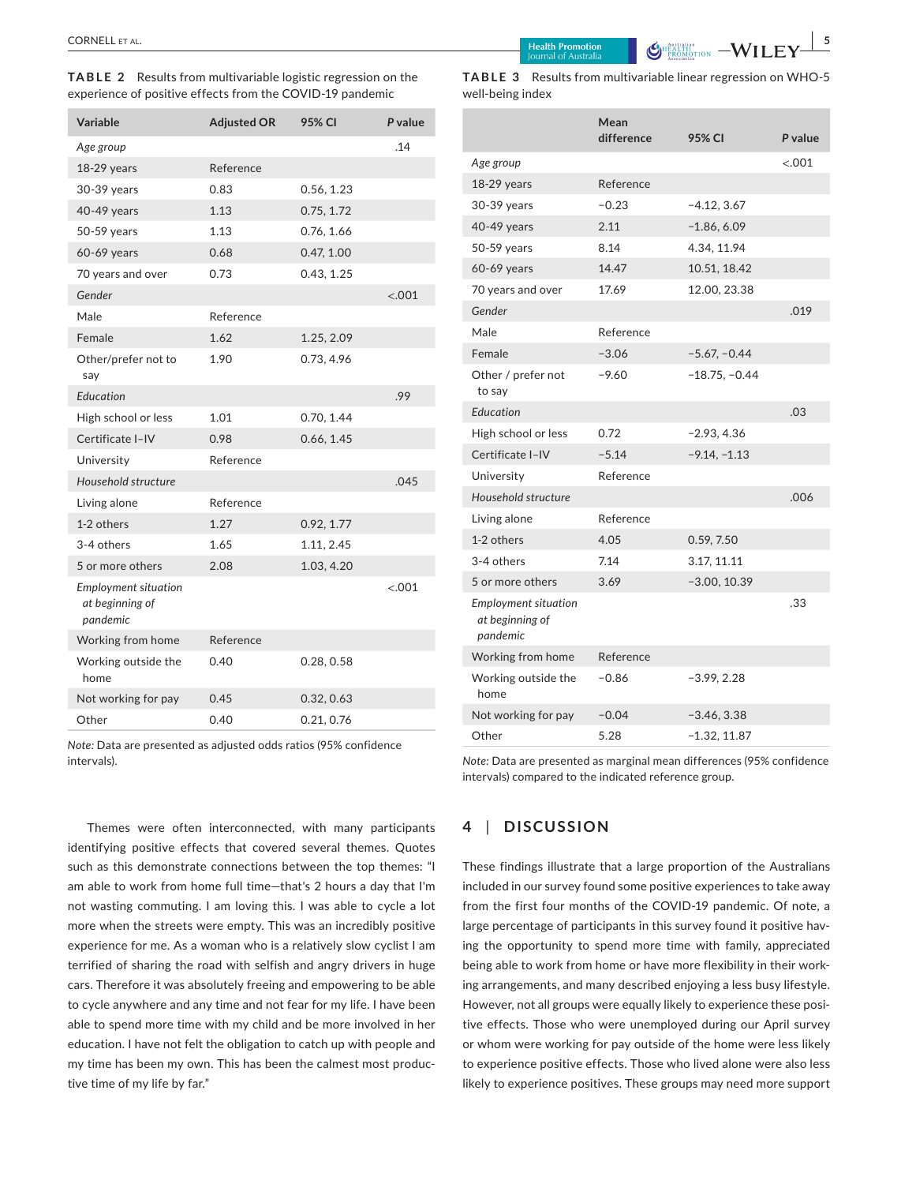**TABLE 2** Results from multivariable logistic regression on the experience of positive effects from the COVID-19 pandemic

| Variable | Adjusted OR | 95% CI | P value |
|---|---|---|---|
| *Age group* | | | .14 |
| 18-29 years | Reference | | |
| 30-39 years | 0.83 | 0.56, 1.23 | |
| 40-49 years | 1.13 | 0.75, 1.72 | |
| 50-59 years | 1.13 | 0.76, 1.66 | |
| 60-69 years | 0.68 | 0.47, 1.00 | |
| 70 years and over | 0.73 | 0.43, 1.25 | |
| *Gender* | | | <.001 |
| Male | Reference | | |
| Female | 1.62 | 1.25, 2.09 | |
| Other/prefer not to say | 1.90 | 0.73, 4.96 | |
| *Education* | | | .99 |
| High school or less | 1.01 | 0.70, 1.44 | |
| Certificate I–IV | 0.98 | 0.66, 1.45 | |
| University | Reference | | |
| *Household structure* | | | .045 |
| Living alone | Reference | | |
| 1-2 others | 1.27 | 0.92, 1.77 | |
| 3-4 others | 1.65 | 1.11, 2.45 | |
| 5 or more others | 2.08 | 1.03, 4.20 | |
| *Employment situation at beginning of pandemic* | | | <.001 |
| Working from home | Reference | | |
| Working outside the home | 0.40 | 0.28, 0.58 | |
| Not working for pay | 0.45 | 0.32, 0.63 | |
| Other | 0.40 | 0.21, 0.76 | |

*Note:* Data are presented as adjusted odds ratios (95% confidence intervals).

**TABLE 3** Results from multivariable linear regression on WHO-5 well-being index

| | Mean difference | 95% CI | P value |
|---|---|---|---|
| *Age group* | | | <.001 |
| 18-29 years | Reference | | |
| 30-39 years | −0.23 | −4.12, 3.67 | |
| 40-49 years | 2.11 | −1.86, 6.09 | |
| 50-59 years | 8.14 | 4.34, 11.94 | |
| 60-69 years | 14.47 | 10.51, 18.42 | |
| 70 years and over | 17.69 | 12.00, 23.38 | |
| *Gender* | | | .019 |
| Male | Reference | | |
| Female | −3.06 | −5.67, −0.44 | |
| Other / prefer not to say | −9.60 | −18.75, −0.44 | |
| *Education* | | | .03 |
| High school or less | 0.72 | −2.93, 4.36 | |
| Certificate I–IV | −5.14 | −9.14, −1.13 | |
| University | Reference | | |
| *Household structure* | | | .006 |
| Living alone | Reference | | |
| 1-2 others | 4.05 | 0.59, 7.50 | |
| 3-4 others | 7.14 | 3.17, 11.11 | |
| 5 or more others | 3.69 | −3.00, 10.39 | |
| *Employment situation at beginning of pandemic* | | | .33 |
| Working from home | Reference | | |
| Working outside the home | −0.86 | −3.99, 2.28 | |
| Not working for pay | −0.04 | −3.46, 3.38 | |
| Other | 5.28 | −1.32, 11.87 | |

*Note:* Data are presented as marginal mean differences (95% confidence intervals) compared to the indicated reference group.

Themes were often interconnected, with many participants identifying positive effects that covered several themes. Quotes such as this demonstrate connections between the top themes: "I am able to work from home full time—that's 2 hours a day that I'm not wasting commuting. I am loving this. I was able to cycle a lot more when the streets were empty. This was an incredibly positive experience for me. As a woman who is a relatively slow cyclist I am terrified of sharing the road with selfish and angry drivers in huge cars. Therefore it was absolutely freeing and empowering to be able to cycle anywhere and any time and not fear for my life. I have been able to spend more time with my child and be more involved in her education. I have not felt the obligation to catch up with people and my time has been my own. This has been the calmest most productive time of my life by far."

## 4 | DISCUSSION

These findings illustrate that a large proportion of the Australians included in our survey found some positive experiences to take away from the first four months of the COVID-19 pandemic. Of note, a large percentage of participants in this survey found it positive having the opportunity to spend more time with family, appreciated being able to work from home or have more flexibility in their working arrangements, and many described enjoying a less busy lifestyle. However, not all groups were equally likely to experience these positive effects. Those who were unemployed during our April survey or whom were working for pay outside of the home were less likely to experience positive effects. Those who lived alone were also less likely to experience positives. These groups may need more support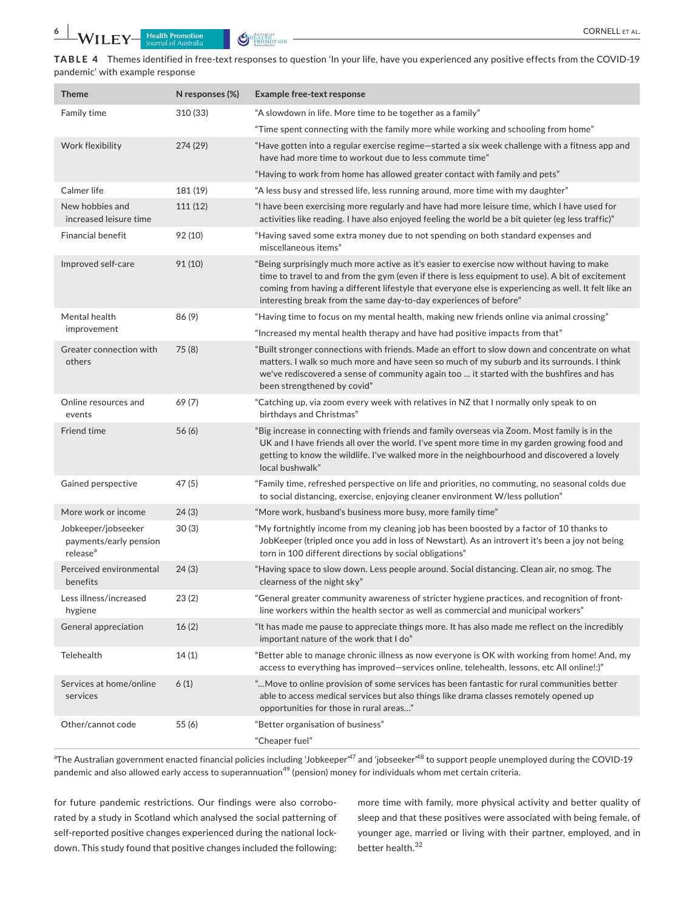**TABLE 4** Themes identified in free-text responses to question 'In your life, have you experienced any positive effects from the COVID-19 pandemic' with example response

| Theme | N responses (%) | Example free-text response |
|---|---|---|
| Family time | 310 (33) | "A slowdown in life. More time to be together as a family" |
| | | "Time spent connecting with the family more while working and schooling from home" |
| Work flexibility | 274 (29) | "Have gotten into a regular exercise regime—started a six week challenge with a fitness app and have had more time to workout due to less commute time" |
| | | "Having to work from home has allowed greater contact with family and pets" |
| Calmer life | 181 (19) | "A less busy and stressed life, less running around, more time with my daughter" |
| New hobbies and increased leisure time | 111 (12) | "I have been exercising more regularly and have had more leisure time, which I have used for activities like reading. I have also enjoyed feeling the world be a bit quieter (eg less traffic)" |
| Financial benefit | 92 (10) | "Having saved some extra money due to not spending on both standard expenses and miscellaneous items" |
| Improved self-care | 91 (10) | "Being surprisingly much more active as it's easier to exercise now without having to make time to travel to and from the gym (even if there is less equipment to use). A bit of excitement coming from having a different lifestyle that everyone else is experiencing as well. It felt like an interesting break from the same day-to-day experiences of before" |
| Mental health improvement | 86 (9) | "Having time to focus on my mental health, making new friends online via animal crossing" |
| | | "Increased my mental health therapy and have had positive impacts from that" |
| Greater connection with others | 75 (8) | "Built stronger connections with friends. Made an effort to slow down and concentrate on what matters. I walk so much more and have seen so much of my suburb and its surrounds. I think we've rediscovered a sense of community again too … it started with the bushfires and has been strengthened by covid" |
| Online resources and events | 69 (7) | "Catching up, via zoom every week with relatives in NZ that I normally only speak to on birthdays and Christmas" |
| Friend time | 56 (6) | "Big increase in connecting with friends and family overseas via Zoom. Most family is in the UK and I have friends all over the world. I've spent more time in my garden growing food and getting to know the wildlife. I've walked more in the neighbourhood and discovered a lovely local bushwalk" |
| Gained perspective | 47 (5) | "Family time, refreshed perspective on life and priorities, no commuting, no seasonal colds due to social distancing, exercise, enjoying cleaner environment W/less pollution" |
| More work or income | 24 (3) | "More work, husband's business more busy, more family time" |
| Jobkeeper/jobseeker payments/early pension release[a] | 30 (3) | "My fortnightly income from my cleaning job has been boosted by a factor of 10 thanks to JobKeeper (tripled once you add in loss of Newstart). As an introvert it's been a joy not being torn in 100 different directions by social obligations" |
| Perceived environmental benefits | 24 (3) | "Having space to slow down. Less people around. Social distancing. Clean air, no smog. The clearness of the night sky" |
| Less illness/increased hygiene | 23 (2) | "General greater community awareness of stricter hygiene practices, and recognition of front-line workers within the health sector as well as commercial and municipal workers" |
| General appreciation | 16 (2) | "It has made me pause to appreciate things more. It has also made me reflect on the incredibly important nature of the work that I do" |
| Telehealth | 14 (1) | "Better able to manage chronic illness as now everyone is OK with working from home! And, my access to everything has improved—services online, telehealth, lessons, etc All online!:)" |
| Services at home/online services | 6 (1) | "…Move to online provision of some services has been fantastic for rural communities better able to access medical services but also things like drama classes remotely opened up opportunities for those in rural areas…" |
| Other/cannot code | 55 (6) | "Better organisation of business" |
| | | "Cheaper fuel" |

[a]The Australian government enacted financial policies including 'Jobkeeper'[47] and 'jobseeker'[48] to support people unemployed during the COVID-19 pandemic and also allowed early access to superannuation[49] (pension) money for individuals whom met certain criteria.

for future pandemic restrictions. Our findings were also corroborated by a study in Scotland which analysed the social patterning of self-reported positive changes experienced during the national lockdown. This study found that positive changes included the following: more time with family, more physical activity and better quality of sleep and that these positives were associated with being female, of younger age, married or living with their partner, employed, and in better health.[32]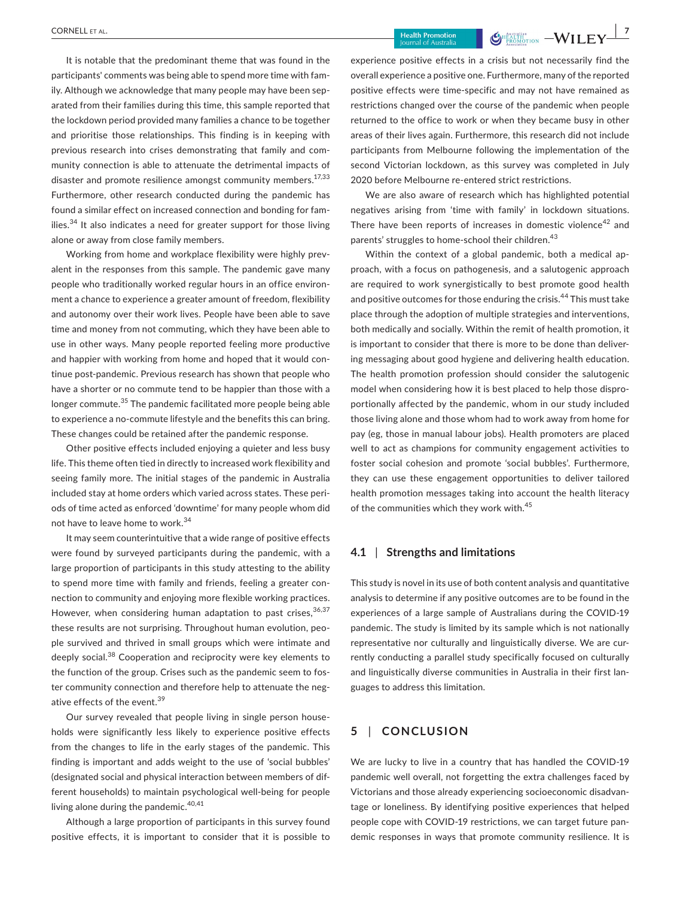It is notable that the predominant theme that was found in the participants' comments was being able to spend more time with family. Although we acknowledge that many people may have been separated from their families during this time, this sample reported that the lockdown period provided many families a chance to be together and prioritise those relationships. This finding is in keeping with previous research into crises demonstrating that family and community connection is able to attenuate the detrimental impacts of disaster and promote resilience amongst community members.[17,33] Furthermore, other research conducted during the pandemic has found a similar effect on increased connection and bonding for families.[34] It also indicates a need for greater support for those living alone or away from close family members.

Working from home and workplace flexibility were highly prevalent in the responses from this sample. The pandemic gave many people who traditionally worked regular hours in an office environment a chance to experience a greater amount of freedom, flexibility and autonomy over their work lives. People have been able to save time and money from not commuting, which they have been able to use in other ways. Many people reported feeling more productive and happier with working from home and hoped that it would continue post-pandemic. Previous research has shown that people who have a shorter or no commute tend to be happier than those with a longer commute.[35] The pandemic facilitated more people being able to experience a no-commute lifestyle and the benefits this can bring. These changes could be retained after the pandemic response.

Other positive effects included enjoying a quieter and less busy life. This theme often tied in directly to increased work flexibility and seeing family more. The initial stages of the pandemic in Australia included stay at home orders which varied across states. These periods of time acted as enforced 'downtime' for many people whom did not have to leave home to work.[34]

It may seem counterintuitive that a wide range of positive effects were found by surveyed participants during the pandemic, with a large proportion of participants in this study attesting to the ability to spend more time with family and friends, feeling a greater connection to community and enjoying more flexible working practices. However, when considering human adaptation to past crises,[36,37] these results are not surprising. Throughout human evolution, people survived and thrived in small groups which were intimate and deeply social.[38] Cooperation and reciprocity were key elements to the function of the group. Crises such as the pandemic seem to foster community connection and therefore help to attenuate the negative effects of the event.[39]

Our survey revealed that people living in single person households were significantly less likely to experience positive effects from the changes to life in the early stages of the pandemic. This finding is important and adds weight to the use of 'social bubbles' (designated social and physical interaction between members of different households) to maintain psychological well-being for people living alone during the pandemic.[40,41]

Although a large proportion of participants in this survey found positive effects, it is important to consider that it is possible to experience positive effects in a crisis but not necessarily find the overall experience a positive one. Furthermore, many of the reported positive effects were time-specific and may not have remained as restrictions changed over the course of the pandemic when people returned to the office to work or when they became busy in other areas of their lives again. Furthermore, this research did not include participants from Melbourne following the implementation of the second Victorian lockdown, as this survey was completed in July 2020 before Melbourne re-entered strict restrictions.

We are also aware of research which has highlighted potential negatives arising from 'time with family' in lockdown situations. There have been reports of increases in domestic violence[42] and parents' struggles to home-school their children.[43]

Within the context of a global pandemic, both a medical approach, with a focus on pathogenesis, and a salutogenic approach are required to work synergistically to best promote good health and positive outcomes for those enduring the crisis.[44] This must take place through the adoption of multiple strategies and interventions, both medically and socially. Within the remit of health promotion, it is important to consider that there is more to be done than delivering messaging about good hygiene and delivering health education. The health promotion profession should consider the salutogenic model when considering how it is best placed to help those disproportionally affected by the pandemic, whom in our study included those living alone and those whom had to work away from home for pay (eg, those in manual labour jobs). Health promoters are placed well to act as champions for community engagement activities to foster social cohesion and promote 'social bubbles'. Furthermore, they can use these engagement opportunities to deliver tailored health promotion messages taking into account the health literacy of the communities which they work with.[45]

### 4.1 | Strengths and limitations

This study is novel in its use of both content analysis and quantitative analysis to determine if any positive outcomes are to be found in the experiences of a large sample of Australians during the COVID-19 pandemic. The study is limited by its sample which is not nationally representative nor culturally and linguistically diverse. We are currently conducting a parallel study specifically focused on culturally and linguistically diverse communities in Australia in their first languages to address this limitation.

## 5 | CONCLUSION

We are lucky to live in a country that has handled the COVID-19 pandemic well overall, not forgetting the extra challenges faced by Victorians and those already experiencing socioeconomic disadvantage or loneliness. By identifying positive experiences that helped people cope with COVID-19 restrictions, we can target future pandemic responses in ways that promote community resilience. It is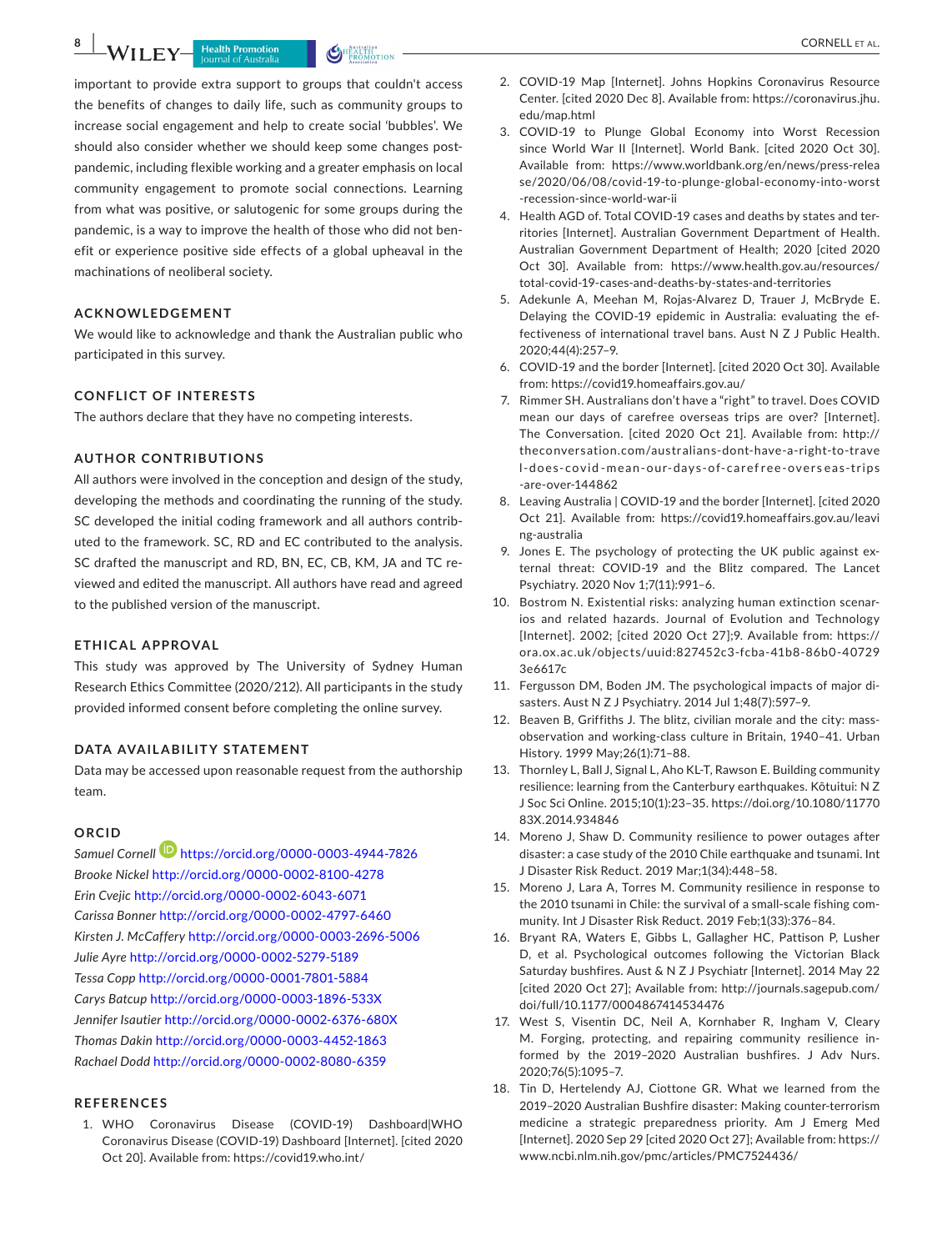important to provide extra support to groups that couldn't access the benefits of changes to daily life, such as community groups to increase social engagement and help to create social 'bubbles'. We should also consider whether we should keep some changes post-pandemic, including flexible working and a greater emphasis on local community engagement to promote social connections. Learning from what was positive, or salutogenic for some groups during the pandemic, is a way to improve the health of those who did not benefit or experience positive side effects of a global upheaval in the machinations of neoliberal society.

## ACKNOWLEDGEMENT

We would like to acknowledge and thank the Australian public who participated in this survey.

## CONFLICT OF INTERESTS

The authors declare that they have no competing interests.

## AUTHOR CONTRIBUTIONS

All authors were involved in the conception and design of the study, developing the methods and coordinating the running of the study. SC developed the initial coding framework and all authors contributed to the framework. SC, RD and EC contributed to the analysis. SC drafted the manuscript and RD, BN, EC, CB, KM, JA and TC reviewed and edited the manuscript. All authors have read and agreed to the published version of the manuscript.

## ETHICAL APPROVAL

This study was approved by The University of Sydney Human Research Ethics Committee (2020/212). All participants in the study provided informed consent before completing the online survey.

## DATA AVAILABILITY STATEMENT

Data may be accessed upon reasonable request from the authorship team.

## ORCID

*Samuel Cornell* https://orcid.org/0000-0003-4944-7826
*Brooke Nickel* http://orcid.org/0000-0002-8100-4278
*Erin Cvejic* http://orcid.org/0000-0002-6043-6071
*Carissa Bonner* http://orcid.org/0000-0002-4797-6460
*Kirsten J. McCaffery* http://orcid.org/0000-0003-2696-5006
*Julie Ayre* http://orcid.org/0000-0002-5279-5189
*Tessa Copp* http://orcid.org/0000-0001-7801-5884
*Carys Batcup* http://orcid.org/0000-0003-1896-533X
*Jennifer Isautier* http://orcid.org/0000-0002-6376-680X
*Thomas Dakin* http://orcid.org/0000-0003-4452-1863
*Rachael Dodd* http://orcid.org/0000-0002-8080-6359

## REFERENCES

1. WHO Coronavirus Disease (COVID-19) Dashboard|WHO Coronavirus Disease (COVID-19) Dashboard [Internet]. [cited 2020 Oct 20]. Available from: https://covid19.who.int/
2. COVID-19 Map [Internet]. Johns Hopkins Coronavirus Resource Center. [cited 2020 Dec 8]. Available from: https://coronavirus.jhu.edu/map.html
3. COVID-19 to Plunge Global Economy into Worst Recession since World War II [Internet]. World Bank. [cited 2020 Oct 30]. Available from: https://www.worldbank.org/en/news/press-release/2020/06/08/covid-19-to-plunge-global-economy-into-worst-recession-since-world-war-ii
4. Health AGD of. Total COVID-19 cases and deaths by states and territories [Internet]. Australian Government Department of Health. Australian Government Department of Health; 2020 [cited 2020 Oct 30]. Available from: https://www.health.gov.au/resources/total-covid-19-cases-and-deaths-by-states-and-territories
5. Adekunle A, Meehan M, Rojas-Alvarez D, Trauer J, McBryde E. Delaying the COVID-19 epidemic in Australia: evaluating the effectiveness of international travel bans. Aust N Z J Public Health. 2020;44(4):257–9.
6. COVID-19 and the border [Internet]. [cited 2020 Oct 30]. Available from: https://covid19.homeaffairs.gov.au/
7. Rimmer SH. Australians don't have a "right" to travel. Does COVID mean our days of carefree overseas trips are over? [Internet]. The Conversation. [cited 2020 Oct 21]. Available from: http://theconversation.com/australians-dont-have-a-right-to-travel-does-covid-mean-our-days-of-carefree-overseas-trips-are-over-144862
8. Leaving Australia | COVID-19 and the border [Internet]. [cited 2020 Oct 21]. Available from: https://covid19.homeaffairs.gov.au/leaving-australia
9. Jones E. The psychology of protecting the UK public against external threat: COVID-19 and the Blitz compared. The Lancet Psychiatry. 2020 Nov 1;7(11):991–6.
10. Bostrom N. Existential risks: analyzing human extinction scenarios and related hazards. Journal of Evolution and Technology [Internet]. 2002; [cited 2020 Oct 27];9. Available from: https://ora.ox.ac.uk/objects/uuid:827452c3-fcba-41b8-86b0-407293e6617c
11. Fergusson DM, Boden JM. The psychological impacts of major disasters. Aust N Z J Psychiatry. 2014 Jul 1;48(7):597–9.
12. Beaven B, Griffiths J. The blitz, civilian morale and the city: mass-observation and working-class culture in Britain, 1940–41. Urban History. 1999 May;26(1):71–88.
13. Thornley L, Ball J, Signal L, Aho KL-T, Rawson E. Building community resilience: learning from the Canterbury earthquakes. Kōtuitui: N Z J Soc Sci Online. 2015;10(1):23–35. https://doi.org/10.1080/1177083X.2014.934846
14. Moreno J, Shaw D. Community resilience to power outages after disaster: a case study of the 2010 Chile earthquake and tsunami. Int J Disaster Risk Reduct. 2019 Mar;1(34):448–58.
15. Moreno J, Lara A, Torres M. Community resilience in response to the 2010 tsunami in Chile: the survival of a small-scale fishing community. Int J Disaster Risk Reduct. 2019 Feb;1(33):376–84.
16. Bryant RA, Waters E, Gibbs L, Gallagher HC, Pattison P, Lusher D, et al. Psychological outcomes following the Victorian Black Saturday bushfires. Aust & N Z J Psychiatr [Internet]. 2014 May 22 [cited 2020 Oct 27]; Available from: http://journals.sagepub.com/doi/full/10.1177/0004867414534476
17. West S, Visentin DC, Neil A, Kornhaber R, Ingham V, Cleary M. Forging, protecting, and repairing community resilience informed by the 2019–2020 Australian bushfires. J Adv Nurs. 2020;76(5):1095–7.
18. Tin D, Hertelendy AJ, Ciottone GR. What we learned from the 2019–2020 Australian Bushfire disaster: Making counter-terrorism medicine a strategic preparedness priority. Am J Emerg Med [Internet]. 2020 Sep 29 [cited 2020 Oct 27]; Available from: https://www.ncbi.nlm.nih.gov/pmc/articles/PMC7524436/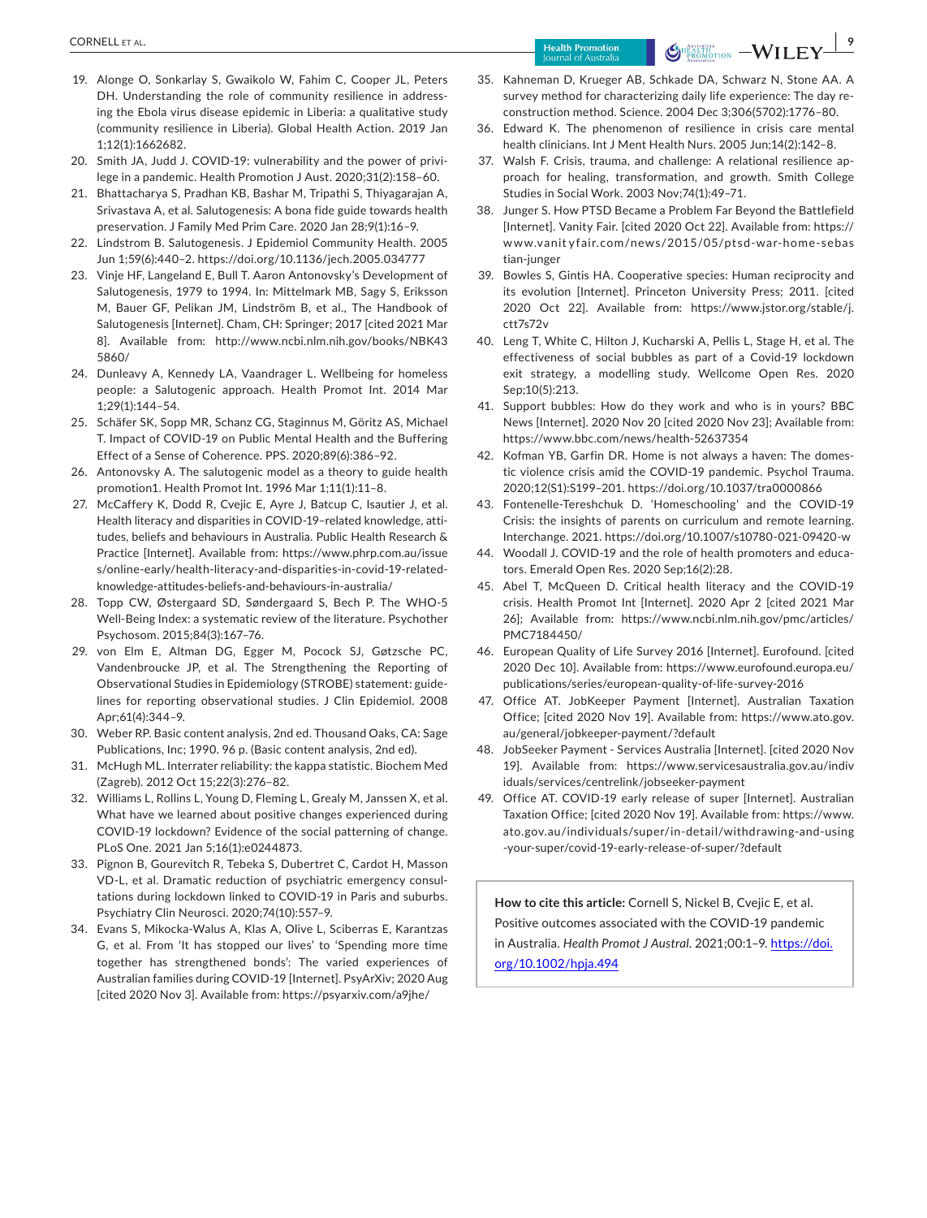19. Alonge O, Sonkarlay S, Gwaikolo W, Fahim C, Cooper JL, Peters DH. Understanding the role of community resilience in addressing the Ebola virus disease epidemic in Liberia: a qualitative study (community resilience in Liberia). Global Health Action. 2019 Jan 1;12(1):1662682.
20. Smith JA, Judd J. COVID-19: vulnerability and the power of privilege in a pandemic. Health Promotion J Aust. 2020;31(2):158–60.
21. Bhattacharya S, Pradhan KB, Bashar M, Tripathi S, Thiyagarajan A, Srivastava A, et al. Salutogenesis: A bona fide guide towards health preservation. J Family Med Prim Care. 2020 Jan 28;9(1):16–9.
22. Lindstrom B. Salutogenesis. J Epidemiol Community Health. 2005 Jun 1;59(6):440–2. https://doi.org/10.1136/jech.2005.034777
23. Vinje HF, Langeland E, Bull T. Aaron Antonovsky's Development of Salutogenesis, 1979 to 1994. In: Mittelmark MB, Sagy S, Eriksson M, Bauer GF, Pelikan JM, Lindström B, et al., The Handbook of Salutogenesis [Internet]. Cham, CH: Springer; 2017 [cited 2021 Mar 8]. Available from: http://www.ncbi.nlm.nih.gov/books/NBK435860/
24. Dunleavy A, Kennedy LA, Vaandrager L. Wellbeing for homeless people: a Salutogenic approach. Health Promot Int. 2014 Mar 1;29(1):144–54.
25. Schäfer SK, Sopp MR, Schanz CG, Staginnus M, Göritz AS, Michael T. Impact of COVID-19 on Public Mental Health and the Buffering Effect of a Sense of Coherence. PPS. 2020;89(6):386–92.
26. Antonovsky A. The salutogenic model as a theory to guide health promotion1. Health Promot Int. 1996 Mar 1;11(1):11–8.
27. McCaffery K, Dodd R, Cvejic E, Ayre J, Batcup C, Isautier J, et al. Health literacy and disparities in COVID-19–related knowledge, attitudes, beliefs and behaviours in Australia. Public Health Research & Practice [Internet]. Available from: https://www.phrp.com.au/issues/online-early/health-literacy-and-disparities-in-covid-19-related-knowledge-attitudes-beliefs-and-behaviours-in-australia/
28. Topp CW, Østergaard SD, Søndergaard S, Bech P. The WHO-5 Well-Being Index: a systematic review of the literature. Psychother Psychosom. 2015;84(3):167–76.
29. von Elm E, Altman DG, Egger M, Pocock SJ, Gøtzsche PC, Vandenbroucke JP, et al. The Strengthening the Reporting of Observational Studies in Epidemiology (STROBE) statement: guidelines for reporting observational studies. J Clin Epidemiol. 2008 Apr;61(4):344–9.
30. Weber RP. Basic content analysis, 2nd ed. Thousand Oaks, CA: Sage Publications, Inc; 1990. 96 p. (Basic content analysis, 2nd ed).
31. McHugh ML. Interrater reliability: the kappa statistic. Biochem Med (Zagreb). 2012 Oct 15;22(3):276–82.
32. Williams L, Rollins L, Young D, Fleming L, Grealy M, Janssen X, et al. What have we learned about positive changes experienced during COVID-19 lockdown? Evidence of the social patterning of change. PLoS One. 2021 Jan 5;16(1):e0244873.
33. Pignon B, Gourevitch R, Tebeka S, Dubertret C, Cardot H, Masson VD-L, et al. Dramatic reduction of psychiatric emergency consultations during lockdown linked to COVID-19 in Paris and suburbs. Psychiatry Clin Neurosci. 2020;74(10):557–9.
34. Evans S, Mikocka-Walus A, Klas A, Olive L, Sciberras E, Karantzas G, et al. From 'It has stopped our lives' to 'Spending more time together has strengthened bonds': The varied experiences of Australian families during COVID-19 [Internet]. PsyArXiv; 2020 Aug [cited 2020 Nov 3]. Available from: https://psyarxiv.com/a9jhe/
35. Kahneman D, Krueger AB, Schkade DA, Schwarz N, Stone AA. A survey method for characterizing daily life experience: The day reconstruction method. Science. 2004 Dec 3;306(5702):1776–80.
36. Edward K. The phenomenon of resilience in crisis care mental health clinicians. Int J Ment Health Nurs. 2005 Jun;14(2):142–8.
37. Walsh F. Crisis, trauma, and challenge: A relational resilience approach for healing, transformation, and growth. Smith College Studies in Social Work. 2003 Nov;74(1):49–71.
38. Junger S. How PTSD Became a Problem Far Beyond the Battlefield [Internet]. Vanity Fair. [cited 2020 Oct 22]. Available from: https://www.vanityfair.com/news/2015/05/ptsd-war-home-sebastian-junger
39. Bowles S, Gintis HA. Cooperative species: Human reciprocity and its evolution [Internet]. Princeton University Press; 2011. [cited 2020 Oct 22]. Available from: https://www.jstor.org/stable/j.ctt7s72v
40. Leng T, White C, Hilton J, Kucharski A, Pellis L, Stage H, et al. The effectiveness of social bubbles as part of a Covid-19 lockdown exit strategy, a modelling study. Wellcome Open Res. 2020 Sep;10(5):213.
41. Support bubbles: How do they work and who is in yours? BBC News [Internet]. 2020 Nov 20 [cited 2020 Nov 23]; Available from: https://www.bbc.com/news/health-52637354
42. Kofman YB, Garfin DR. Home is not always a haven: The domestic violence crisis amid the COVID-19 pandemic. Psychol Trauma. 2020;12(S1):S199–201. https://doi.org/10.1037/tra0000866
43. Fontenelle-Tereshchuk D. 'Homeschooling' and the COVID-19 Crisis: the insights of parents on curriculum and remote learning. Interchange. 2021. https://doi.org/10.1007/s10780-021-09420-w
44. Woodall J. COVID-19 and the role of health promoters and educators. Emerald Open Res. 2020 Sep;16(2):28.
45. Abel T, McQueen D. Critical health literacy and the COVID-19 crisis. Health Promot Int [Internet]. 2020 Apr 2 [cited 2021 Mar 26]; Available from: https://www.ncbi.nlm.nih.gov/pmc/articles/PMC7184450/
46. European Quality of Life Survey 2016 [Internet]. Eurofound. [cited 2020 Dec 10]. Available from: https://www.eurofound.europa.eu/publications/series/european-quality-of-life-survey-2016
47. Office AT. JobKeeper Payment [Internet]. Australian Taxation Office; [cited 2020 Nov 19]. Available from: https://www.ato.gov.au/general/jobkeeper-payment/?default
48. JobSeeker Payment - Services Australia [Internet]. [cited 2020 Nov 19]. Available from: https://www.servicesaustralia.gov.au/individuals/services/centrelink/jobseeker-payment
49. Office AT. COVID-19 early release of super [Internet]. Australian Taxation Office; [cited 2020 Nov 19]. Available from: https://www.ato.gov.au/individuals/super/in-detail/withdrawing-and-using-your-super/covid-19-early-release-of-super/?default

**How to cite this article:** Cornell S, Nickel B, Cvejic E, et al. Positive outcomes associated with the COVID-19 pandemic in Australia. *Health Promot J Austral*. 2021;00:1–9. https://doi.org/10.1002/hpja.494